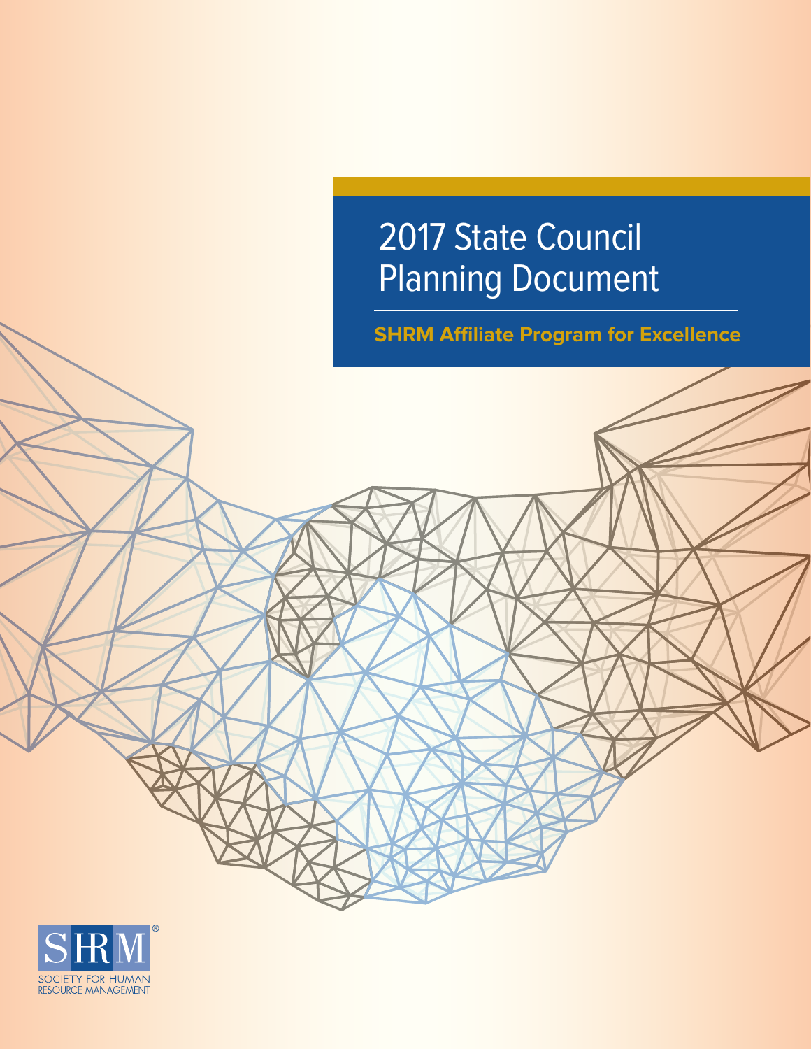# 2017 State Council Planning Document

**SHRM Affiliate Program for Excellence**

SHRM
SOCIETY FOR HUMAN RESOURCE MANAGEMENT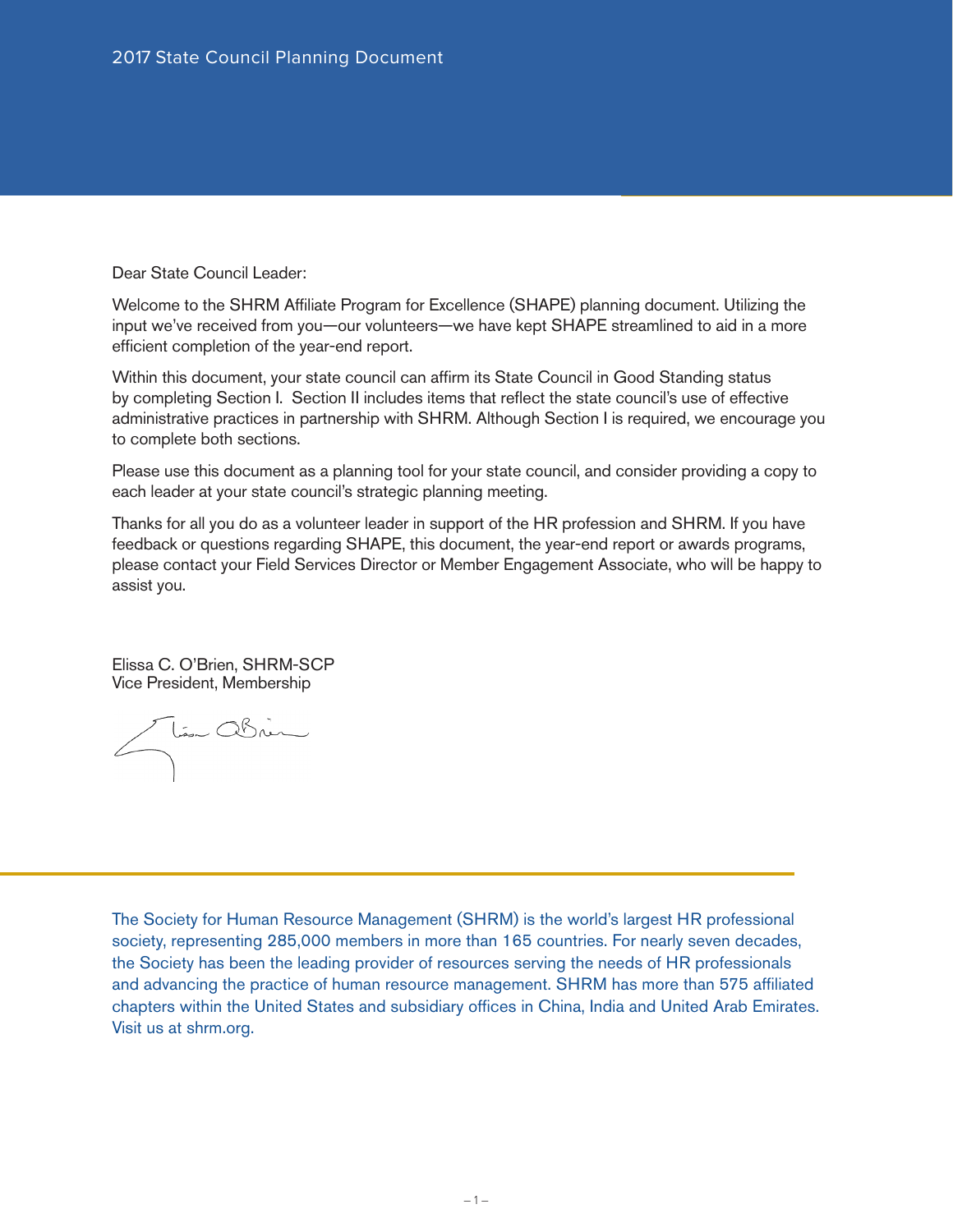2017 State Council Planning Document

Dear State Council Leader:

Welcome to the SHRM Affiliate Program for Excellence (SHAPE) planning document. Utilizing the input we've received from you—our volunteers—we have kept SHAPE streamlined to aid in a more efficient completion of the year-end report.

Within this document, your state council can affirm its State Council in Good Standing status by completing Section I. Section II includes items that reflect the state council's use of effective administrative practices in partnership with SHRM. Although Section I is required, we encourage you to complete both sections.

Please use this document as a planning tool for your state council, and consider providing a copy to each leader at your state council's strategic planning meeting.

Thanks for all you do as a volunteer leader in support of the HR profession and SHRM. If you have feedback or questions regarding SHAPE, this document, the year-end report or awards programs, please contact your Field Services Director or Member Engagement Associate, who will be happy to assist you.

Elissa C. O'Brien, SHRM-SCP
Vice President, Membership

The Society for Human Resource Management (SHRM) is the world's largest HR professional society, representing 285,000 members in more than 165 countries. For nearly seven decades, the Society has been the leading provider of resources serving the needs of HR professionals and advancing the practice of human resource management. SHRM has more than 575 affiliated chapters within the United States and subsidiary offices in China, India and United Arab Emirates. Visit us at shrm.org.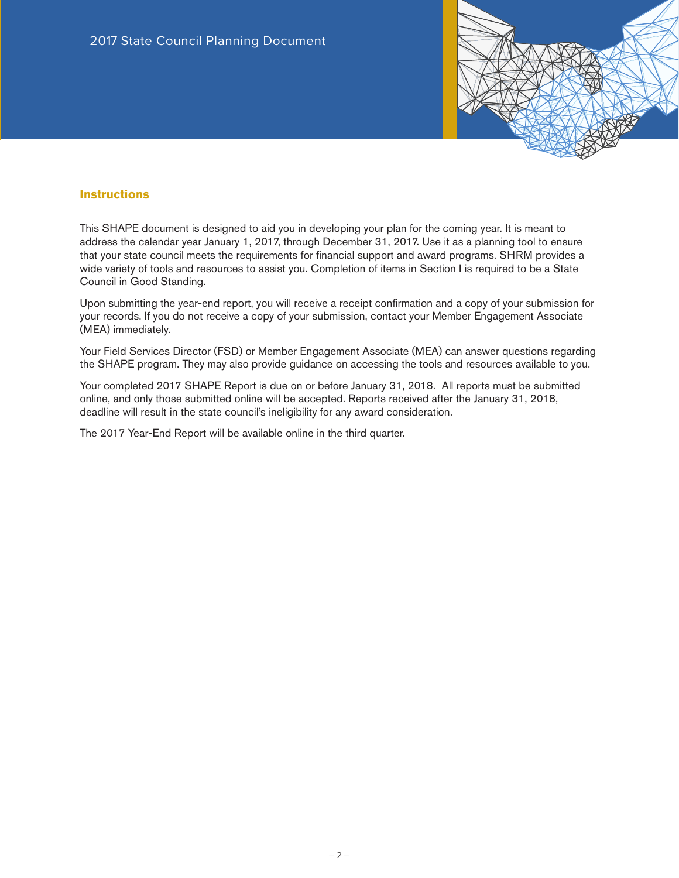2017 State Council Planning Document

## Instructions

This SHAPE document is designed to aid you in developing your plan for the coming year. It is meant to address the calendar year January 1, 2017, through December 31, 2017. Use it as a planning tool to ensure that your state council meets the requirements for financial support and award programs. SHRM provides a wide variety of tools and resources to assist you. Completion of items in Section I is required to be a State Council in Good Standing.

Upon submitting the year-end report, you will receive a receipt confirmation and a copy of your submission for your records. If you do not receive a copy of your submission, contact your Member Engagement Associate (MEA) immediately.

Your Field Services Director (FSD) or Member Engagement Associate (MEA) can answer questions regarding the SHAPE program. They may also provide guidance on accessing the tools and resources available to you.

Your completed 2017 SHAPE Report is due on or before January 31, 2018. All reports must be submitted online, and only those submitted online will be accepted. Reports received after the January 31, 2018, deadline will result in the state council's ineligibility for any award consideration.

The 2017 Year-End Report will be available online in the third quarter.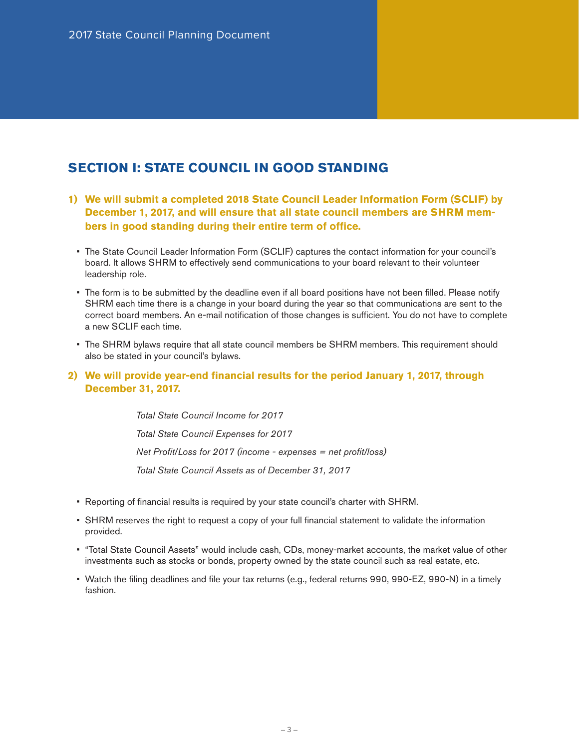2017 State Council Planning Document

## SECTION I: STATE COUNCIL IN GOOD STANDING

**1) We will submit a completed 2018 State Council Leader Information Form (SCLIF) by December 1, 2017, and will ensure that all state council members are SHRM members in good standing during their entire term of office.**

- The State Council Leader Information Form (SCLIF) captures the contact information for your council's board. It allows SHRM to effectively send communications to your board relevant to their volunteer leadership role.
- The form is to be submitted by the deadline even if all board positions have not been filled. Please notify SHRM each time there is a change in your board during the year so that communications are sent to the correct board members. An e-mail notification of those changes is sufficient. You do not have to complete a new SCLIF each time.
- The SHRM bylaws require that all state council members be SHRM members. This requirement should also be stated in your council's bylaws.

**2) We will provide year-end financial results for the period January 1, 2017, through December 31, 2017.**

*Total State Council Income for 2017*

*Total State Council Expenses for 2017*

*Net Profit/Loss for 2017 (income - expenses = net profit/loss)*

*Total State Council Assets as of December 31, 2017*

- Reporting of financial results is required by your state council's charter with SHRM.
- SHRM reserves the right to request a copy of your full financial statement to validate the information provided.
- "Total State Council Assets" would include cash, CDs, money-market accounts, the market value of other investments such as stocks or bonds, property owned by the state council such as real estate, etc.
- Watch the filing deadlines and file your tax returns (e.g., federal returns 990, 990-EZ, 990-N) in a timely fashion.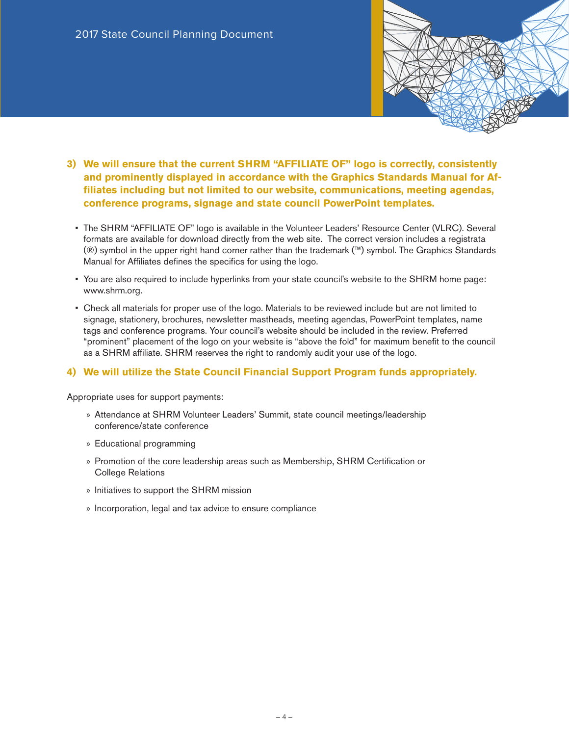### 3) We will ensure that the current SHRM "AFFILIATE OF" logo is correctly, consistently and prominently displayed in accordance with the Graphics Standards Manual for Affiliates including but not limited to our website, communications, meeting agendas, conference programs, signage and state council PowerPoint templates.

- The SHRM "AFFILIATE OF" logo is available in the Volunteer Leaders' Resource Center (VLRC). Several formats are available for download directly from the web site. The correct version includes a registrata (®) symbol in the upper right hand corner rather than the trademark (™) symbol. The Graphics Standards Manual for Affiliates defines the specifics for using the logo.
- You are also required to include hyperlinks from your state council's website to the SHRM home page: www.shrm.org.
- Check all materials for proper use of the logo. Materials to be reviewed include but are not limited to signage, stationery, brochures, newsletter mastheads, meeting agendas, PowerPoint templates, name tags and conference programs. Your council's website should be included in the review. Preferred "prominent" placement of the logo on your website is "above the fold" for maximum benefit to the council as a SHRM affiliate. SHRM reserves the right to randomly audit your use of the logo.

### 4) We will utilize the State Council Financial Support Program funds appropriately.

Appropriate uses for support payments:

» Attendance at SHRM Volunteer Leaders' Summit, state council meetings/leadership conference/state conference

» Educational programming

» Promotion of the core leadership areas such as Membership, SHRM Certification or College Relations

» Initiatives to support the SHRM mission

» Incorporation, legal and tax advice to ensure compliance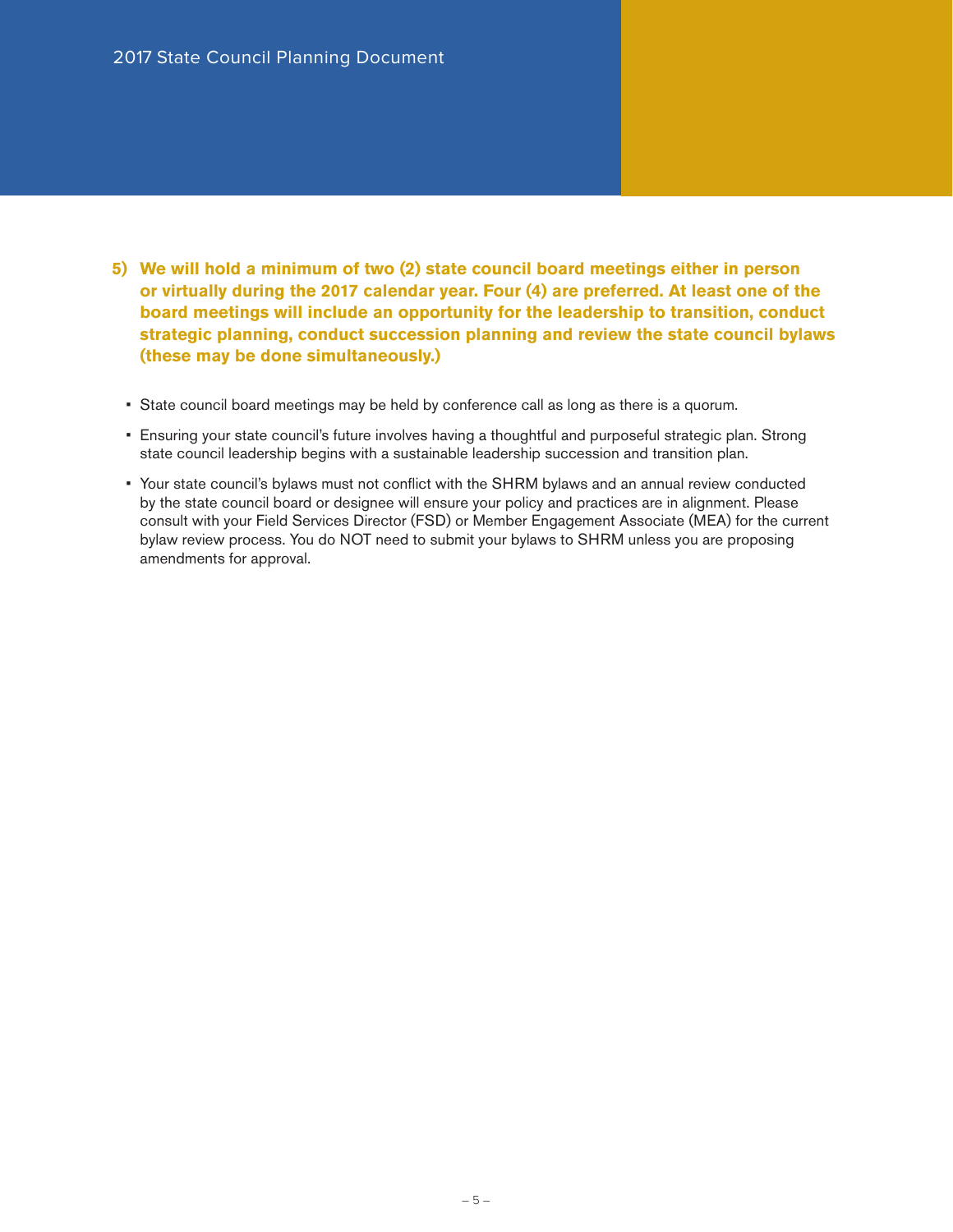**5) We will hold a minimum of two (2) state council board meetings either in person or virtually during the 2017 calendar year. Four (4) are preferred. At least one of the board meetings will include an opportunity for the leadership to transition, conduct strategic planning, conduct succession planning and review the state council bylaws (these may be done simultaneously.)**

- State council board meetings may be held by conference call as long as there is a quorum.
- Ensuring your state council's future involves having a thoughtful and purposeful strategic plan. Strong state council leadership begins with a sustainable leadership succession and transition plan.
- Your state council's bylaws must not conflict with the SHRM bylaws and an annual review conducted by the state council board or designee will ensure your policy and practices are in alignment. Please consult with your Field Services Director (FSD) or Member Engagement Associate (MEA) for the current bylaw review process. You do NOT need to submit your bylaws to SHRM unless you are proposing amendments for approval.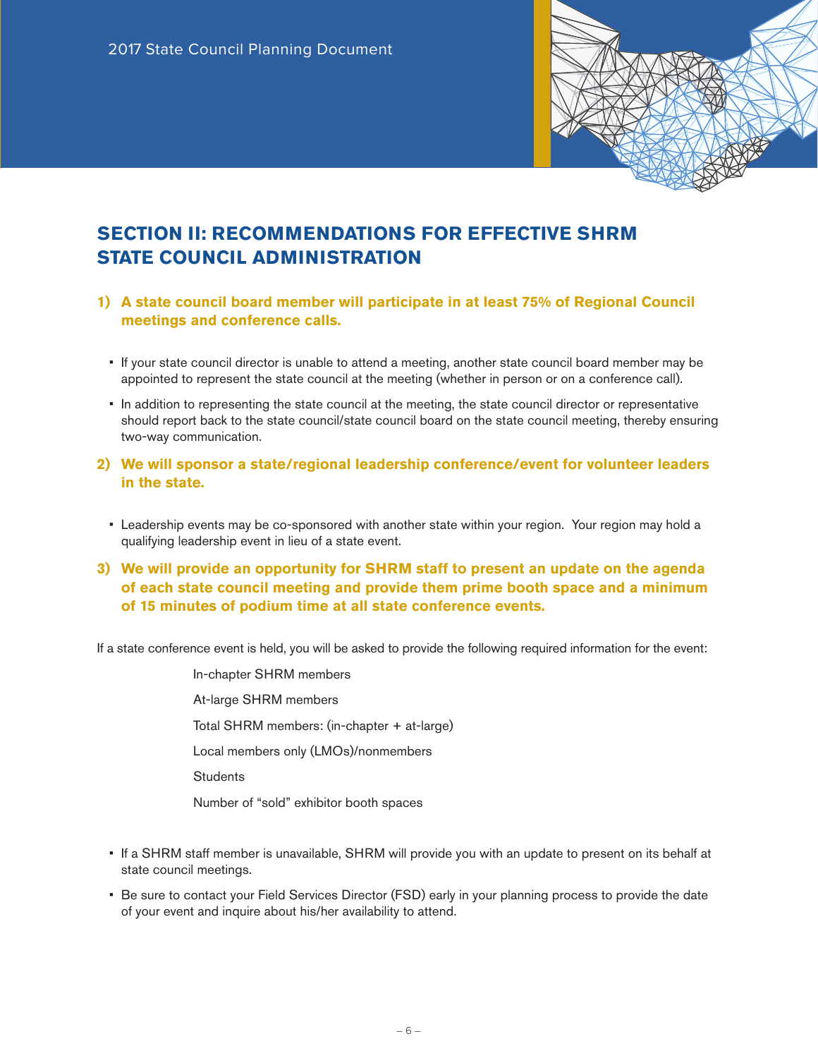## SECTION II: RECOMMENDATIONS FOR EFFECTIVE SHRM STATE COUNCIL ADMINISTRATION

### 1) A state council board member will participate in at least 75% of Regional Council meetings and conference calls.

- If your state council director is unable to attend a meeting, another state council board member may be appointed to represent the state council at the meeting (whether in person or on a conference call).
- In addition to representing the state council at the meeting, the state council director or representative should report back to the state council/state council board on the state council meeting, thereby ensuring two-way communication.

### 2) We will sponsor a state/regional leadership conference/event for volunteer leaders in the state.

- Leadership events may be co-sponsored with another state within your region. Your region may hold a qualifying leadership event in lieu of a state event.

### 3) We will provide an opportunity for SHRM staff to present an update on the agenda of each state council meeting and provide them prime booth space and a minimum of 15 minutes of podium time at all state conference events.

If a state conference event is held, you will be asked to provide the following required information for the event:

In-chapter SHRM members

At-large SHRM members

Total SHRM members: (in-chapter + at-large)

Local members only (LMOs)/nonmembers

Students

Number of "sold" exhibitor booth spaces

- If a SHRM staff member is unavailable, SHRM will provide you with an update to present on its behalf at state council meetings.
- Be sure to contact your Field Services Director (FSD) early in your planning process to provide the date of your event and inquire about his/her availability to attend.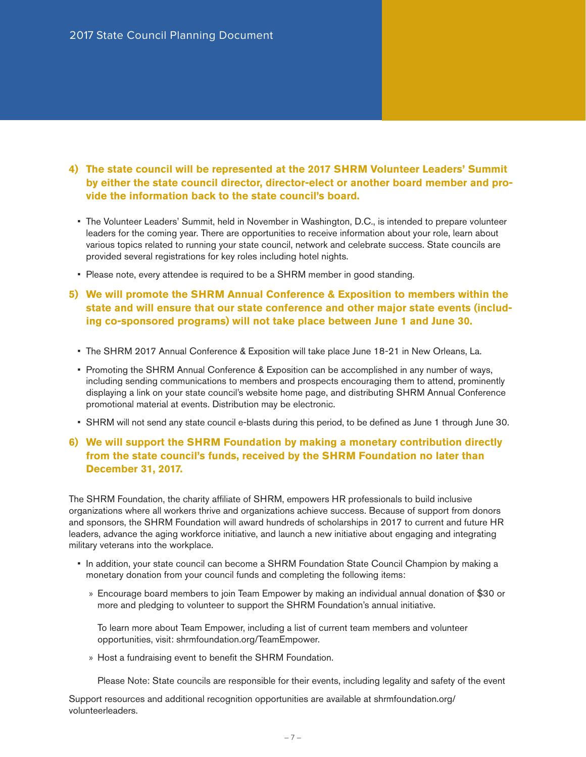**4) The state council will be represented at the 2017 SHRM Volunteer Leaders' Summit by either the state council director, director-elect or another board member and provide the information back to the state council's board.**

- The Volunteer Leaders' Summit, held in November in Washington, D.C., is intended to prepare volunteer leaders for the coming year. There are opportunities to receive information about your role, learn about various topics related to running your state council, network and celebrate success. State councils are provided several registrations for key roles including hotel nights.
- Please note, every attendee is required to be a SHRM member in good standing.

**5) We will promote the SHRM Annual Conference & Exposition to members within the state and will ensure that our state conference and other major state events (including co-sponsored programs) will not take place between June 1 and June 30.**

- The SHRM 2017 Annual Conference & Exposition will take place June 18-21 in New Orleans, La.
- Promoting the SHRM Annual Conference & Exposition can be accomplished in any number of ways, including sending communications to members and prospects encouraging them to attend, prominently displaying a link on your state council's website home page, and distributing SHRM Annual Conference promotional material at events. Distribution may be electronic.
- SHRM will not send any state council e-blasts during this period, to be defined as June 1 through June 30.

**6) We will support the SHRM Foundation by making a monetary contribution directly from the state council's funds, received by the SHRM Foundation no later than December 31, 2017.**

The SHRM Foundation, the charity affiliate of SHRM, empowers HR professionals to build inclusive organizations where all workers thrive and organizations achieve success. Because of support from donors and sponsors, the SHRM Foundation will award hundreds of scholarships in 2017 to current and future HR leaders, advance the aging workforce initiative, and launch a new initiative about engaging and integrating military veterans into the workplace.

- In addition, your state council can become a SHRM Foundation State Council Champion by making a monetary donation from your council funds and completing the following items:
  - Encourage board members to join Team Empower by making an individual annual donation of $30 or more and pledging to volunteer to support the SHRM Foundation's annual initiative.

    To learn more about Team Empower, including a list of current team members and volunteer opportunities, visit: shrmfoundation.org/TeamEmpower.
  - Host a fundraising event to benefit the SHRM Foundation.

    Please Note: State councils are responsible for their events, including legality and safety of the event

Support resources and additional recognition opportunities are available at shrmfoundation.org/volunteerleaders.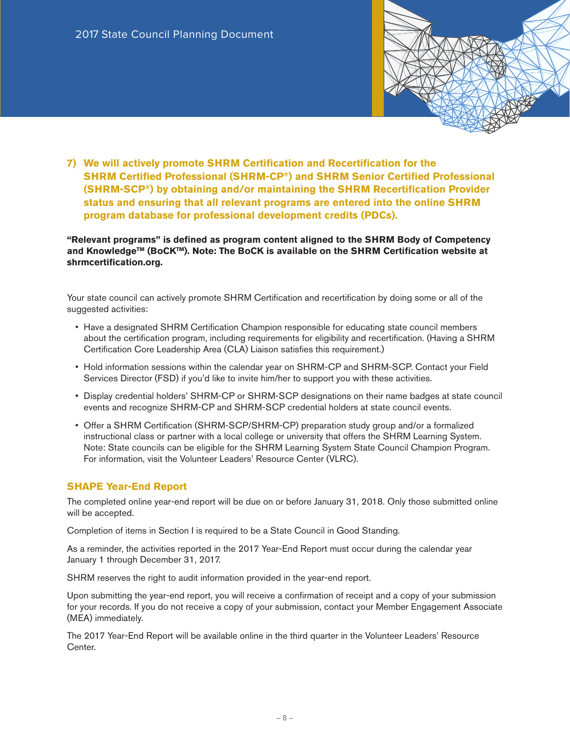**7) We will actively promote SHRM Certification and Recertification for the SHRM Certified Professional (SHRM-CP®) and SHRM Senior Certified Professional (SHRM-SCP®) by obtaining and/or maintaining the SHRM Recertification Provider status and ensuring that all relevant programs are entered into the online SHRM program database for professional development credits (PDCs).**

**"Relevant programs" is defined as program content aligned to the SHRM Body of Competency and Knowledge™ (BoCK™). Note: The BoCK is available on the SHRM Certification website at shrmcertification.org.**

Your state council can actively promote SHRM Certification and recertification by doing some or all of the suggested activities:

- Have a designated SHRM Certification Champion responsible for educating state council members about the certification program, including requirements for eligibility and recertification. (Having a SHRM Certification Core Leadership Area (CLA) Liaison satisfies this requirement.)
- Hold information sessions within the calendar year on SHRM-CP and SHRM-SCP. Contact your Field Services Director (FSD) if you'd like to invite him/her to support you with these activities.
- Display credential holders' SHRM-CP or SHRM-SCP designations on their name badges at state council events and recognize SHRM-CP and SHRM-SCP credential holders at state council events.
- Offer a SHRM Certification (SHRM-SCP/SHRM-CP) preparation study group and/or a formalized instructional class or partner with a local college or university that offers the SHRM Learning System. Note: State councils can be eligible for the SHRM Learning System State Council Champion Program. For information, visit the Volunteer Leaders' Resource Center (VLRC).

## SHAPE Year-End Report

The completed online year-end report will be due on or before January 31, 2018. Only those submitted online will be accepted.

Completion of items in Section I is required to be a State Council in Good Standing.

As a reminder, the activities reported in the 2017 Year-End Report must occur during the calendar year January 1 through December 31, 2017.

SHRM reserves the right to audit information provided in the year-end report.

Upon submitting the year-end report, you will receive a confirmation of receipt and a copy of your submission for your records. If you do not receive a copy of your submission, contact your Member Engagement Associate (MEA) immediately.

The 2017 Year-End Report will be available online in the third quarter in the Volunteer Leaders' Resource Center.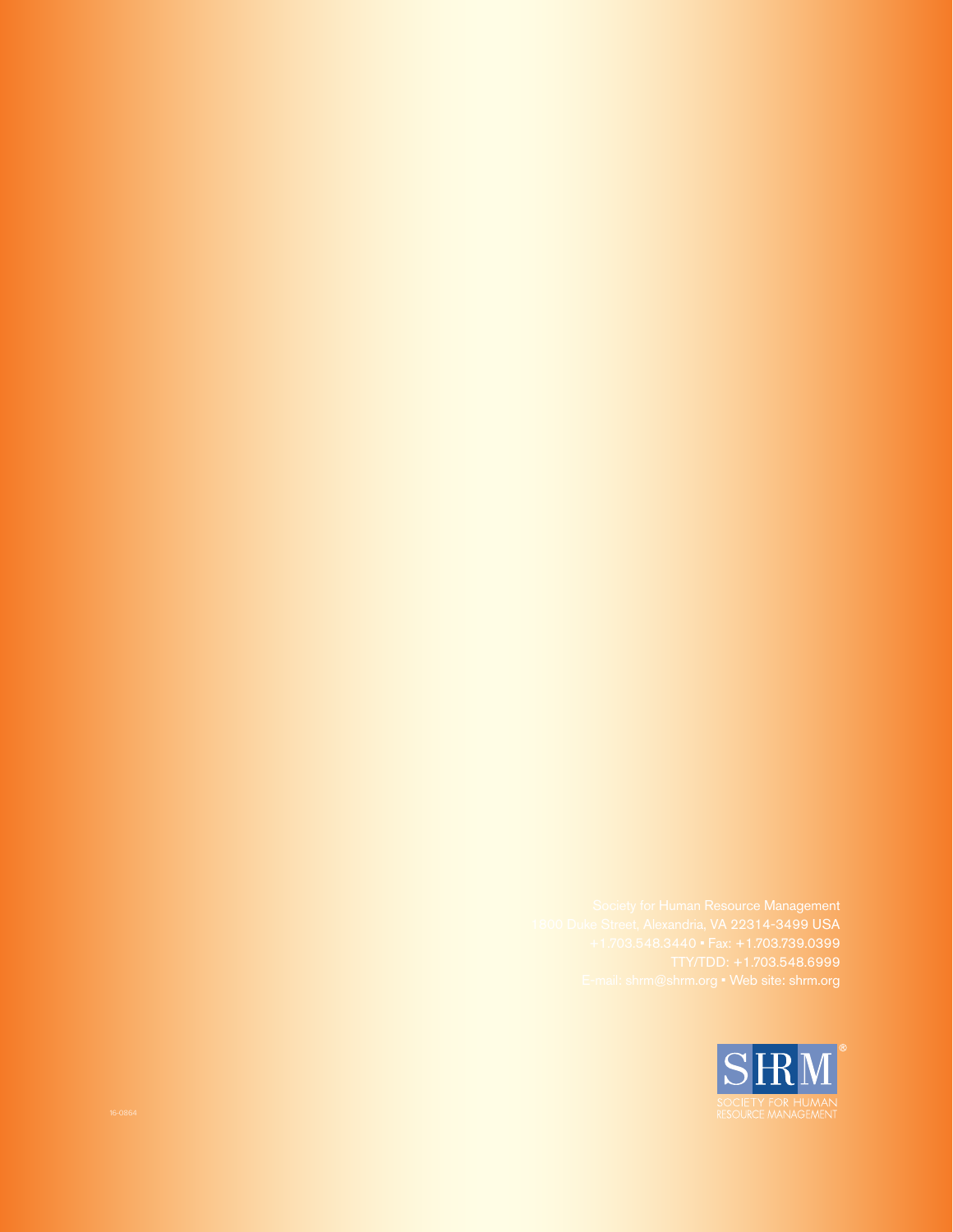Society for Human Resource Management
1800 Duke Street, Alexandria, VA 22314-3499 USA
+1.703.548.3440 • Fax: +1.703.739.0399
TTY/TDD: +1.703.548.6999
E-mail: shrm@shrm.org • Web site: shrm.org

SHRM®
SOCIETY FOR HUMAN RESOURCE MANAGEMENT

16-0864